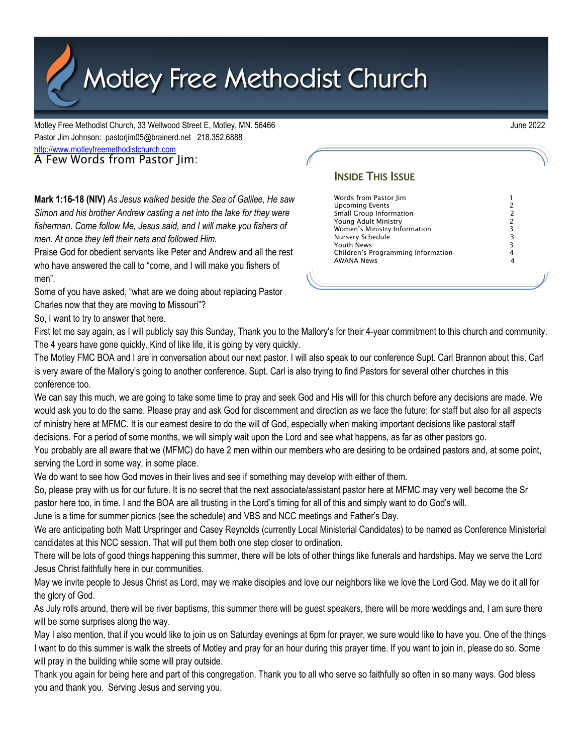# Motley Free Methodist Church

Motley Free Methodist Church, 33 Wellwood Street E, Motley, MN. 56466

June 2022

Pastor Jim Johnson: pastorjim05@brainerd.net 218.352.6888

http://www.motleyfreemethodistchurch.com

## Inside This Issue

| | |
|---|---|
| Words from Pastor Jim | 1 |
| Upcoming Events | 2 |
| Small Group Information | 2 |
| Young Adult Ministry | 2 |
| Women's Ministry Information | 3 |
| Nursery Schedule | 3 |
| Youth News | 3 |
| Children's Programming Information | 4 |
| AWANA News | 4 |

## A Few Words from Pastor Jim:

**Mark 1:16-18 (NIV)** *As Jesus walked beside the Sea of Galilee, He saw Simon and his brother Andrew casting a net into the lake for they were fisherman. Come follow Me, Jesus said, and I will make you fishers of men. At once they left their nets and followed Him.*

Praise God for obedient servants like Peter and Andrew and all the rest who have answered the call to "come, and I will make you fishers of men".

Some of you have asked, "what are we doing about replacing Pastor Charles now that they are moving to Missouri"?

So, I want to try to answer that here.

First let me say again, as I will publicly say this Sunday, Thank you to the Mallory's for their 4-year commitment to this church and community. The 4 years have gone quickly. Kind of like life, it is going by very quickly.

The Motley FMC BOA and I are in conversation about our next pastor. I will also speak to our conference Supt. Carl Brannon about this. Carl is very aware of the Mallory's going to another conference. Supt. Carl is also trying to find Pastors for several other churches in this conference too.

We can say this much, we are going to take some time to pray and seek God and His will for this church before any decisions are made. We would ask you to do the same. Please pray and ask God for discernment and direction as we face the future; for staff but also for all aspects of ministry here at MFMC. It is our earnest desire to do the will of God, especially when making important decisions like pastoral staff decisions. For a period of some months, we will simply wait upon the Lord and see what happens, as far as other pastors go.

You probably are all aware that we (MFMC) do have 2 men within our members who are desiring to be ordained pastors and, at some point, serving the Lord in some way, in some place.

We do want to see how God moves in their lives and see if something may develop with either of them.

So, please pray with us for our future. It is no secret that the next associate/assistant pastor here at MFMC may very well become the Sr pastor here too, in time. I and the BOA are all trusting in the Lord's timing for all of this and simply want to do God's will.

June is a time for summer picnics (see the schedule) and VBS and NCC meetings and Father's Day.

We are anticipating both Matt Urspringer and Casey Reynolds (currently Local Ministerial Candidates) to be named as Conference Ministerial candidates at this NCC session. That will put them both one step closer to ordination.

There will be lots of good things happening this summer, there will be lots of other things like funerals and hardships. May we serve the Lord Jesus Christ faithfully here in our communities.

May we invite people to Jesus Christ as Lord, may we make disciples and love our neighbors like we love the Lord God. May we do it all for the glory of God.

As July rolls around, there will be river baptisms, this summer there will be guest speakers, there will be more weddings and, I am sure there will be some surprises along the way.

May I also mention, that if you would like to join us on Saturday evenings at 6pm for prayer, we sure would like to have you. One of the things I want to do this summer is walk the streets of Motley and pray for an hour during this prayer time. If you want to join in, please do so. Some will pray in the building while some will pray outside.

Thank you again for being here and part of this congregation. Thank you to all who serve so faithfully so often in so many ways. God bless you and thank you. Serving Jesus and serving you.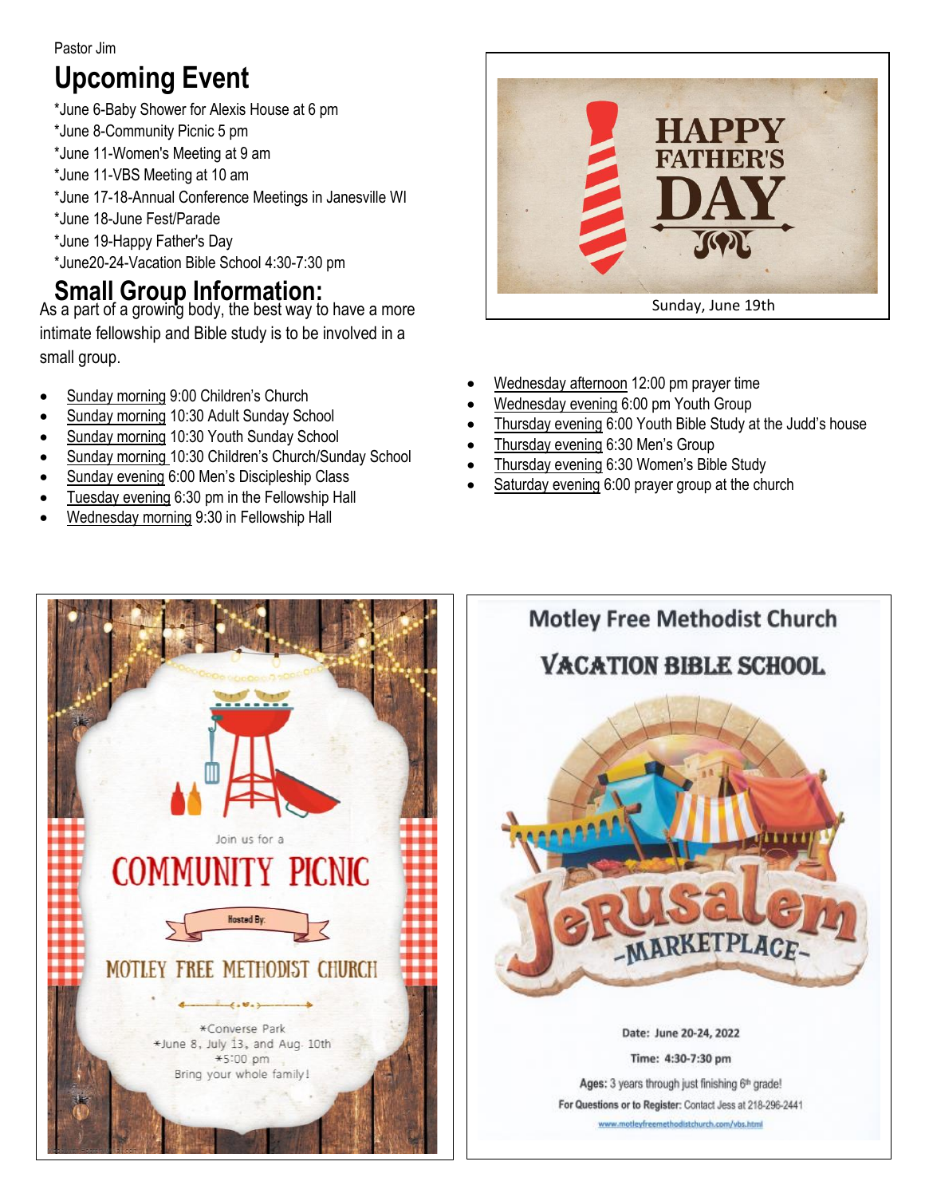Pastor Jim

# Upcoming Event

*June 6-Baby Shower for Alexis House at 6 pm
*June 8-Community Picnic 5 pm
*June 11-Women's Meeting at 9 am
*June 11-VBS Meeting at 10 am
*June 17-18-Annual Conference Meetings in Janesville WI
*June 18-June Fest/Parade
*June 19-Happy Father's Day
*June20-24-Vacation Bible School 4:30-7:30 pm

HAPPY FATHER'S DAY

Sunday, June 19th

## Small Group Information:

As a part of a growing body, the best way to have a more intimate fellowship and Bible study is to be involved in a small group.

- Sunday morning 9:00 Children's Church
- Sunday morning 10:30 Adult Sunday School
- Sunday morning 10:30 Youth Sunday School
- Sunday morning 10:30 Children's Church/Sunday School
- Sunday evening 6:00 Men's Discipleship Class
- Tuesday evening 6:30 pm in the Fellowship Hall
- Wednesday morning 9:30 in Fellowship Hall
- Wednesday afternoon 12:00 pm prayer time
- Wednesday evening 6:00 pm Youth Group
- Thursday evening 6:00 Youth Bible Study at the Judd's house
- Thursday evening 6:30 Men's Group
- Thursday evening 6:30 Women's Bible Study
- Saturday evening 6:00 prayer group at the church

Join us for a

COMMUNITY PICNIC

Hosted By:

MOTLEY FREE METHODIST CHURCH

*Converse Park
*June 8, July 13, and Aug. 10th
*5:00 pm
Bring your whole family!

Motley Free Methodist Church

VACATION BIBLE SCHOOL

Jerusalem -MARKETPLACE-

Date: June 20-24, 2022

Time: 4:30-7:30 pm

Ages: 3 years through just finishing 6th grade!

For Questions or to Register: Contact Jess at 218-296-2441

www.motleyfreemethodistchurch.com/vbs.html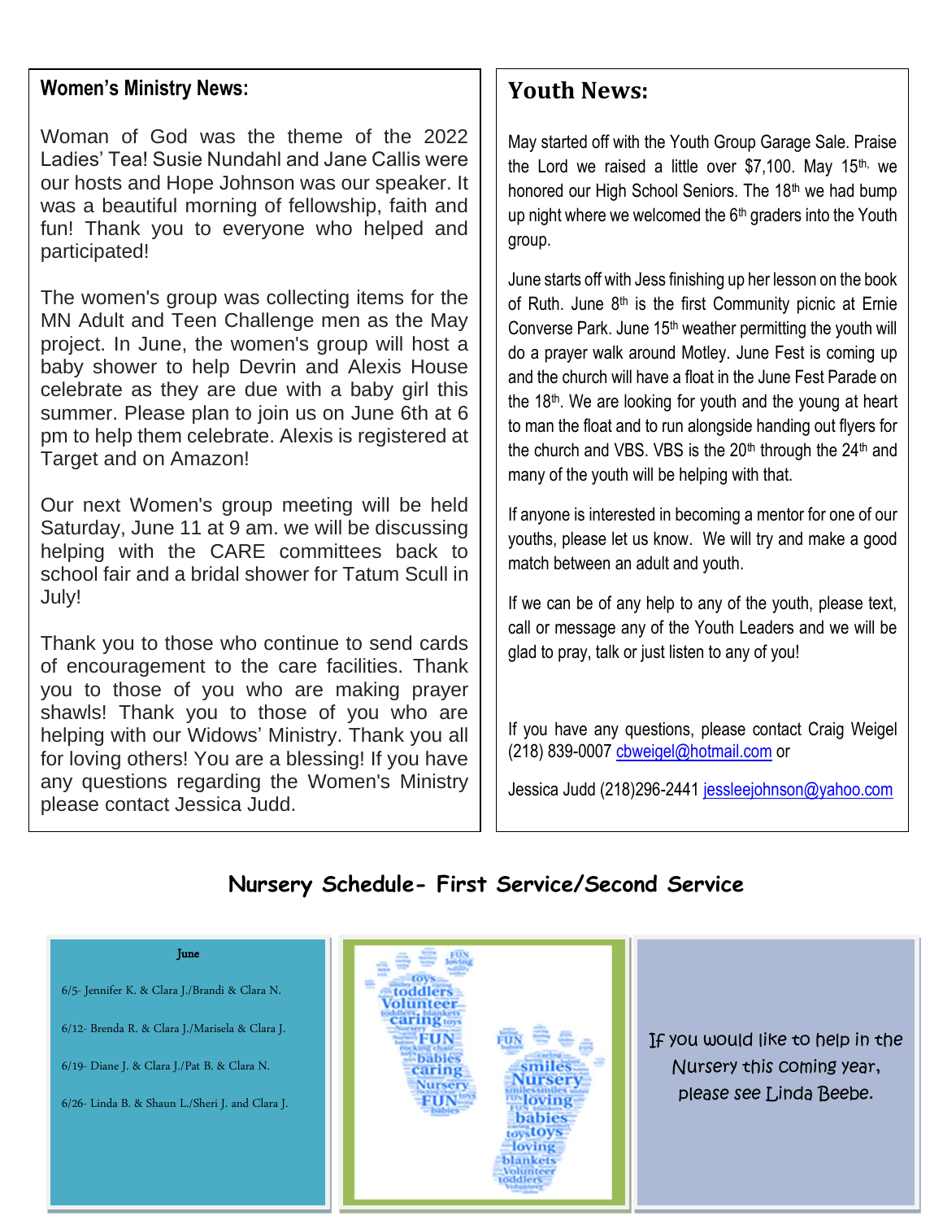## Women's Ministry News:

Woman of God was the theme of the 2022 Ladies' Tea! Susie Nundahl and Jane Callis were our hosts and Hope Johnson was our speaker. It was a beautiful morning of fellowship, faith and fun! Thank you to everyone who helped and participated!

The women's group was collecting items for the MN Adult and Teen Challenge men as the May project. In June, the women's group will host a baby shower to help Devrin and Alexis House celebrate as they are due with a baby girl this summer. Please plan to join us on June 6th at 6 pm to help them celebrate. Alexis is registered at Target and on Amazon!

Our next Women's group meeting will be held Saturday, June 11 at 9 am. we will be discussing helping with the CARE committees back to school fair and a bridal shower for Tatum Scull in July!

Thank you to those who continue to send cards of encouragement to the care facilities. Thank you to those of you who are making prayer shawls! Thank you to those of you who are helping with our Widows' Ministry. Thank you all for loving others! You are a blessing! If you have any questions regarding the Women's Ministry please contact Jessica Judd.

## Youth News:

May started off with the Youth Group Garage Sale. Praise the Lord we raised a little over $7,100. May 15th, we honored our High School Seniors. The 18th we had bump up night where we welcomed the 6th graders into the Youth group.

June starts off with Jess finishing up her lesson on the book of Ruth. June 8th is the first Community picnic at Ernie Converse Park. June 15th weather permitting the youth will do a prayer walk around Motley. June Fest is coming up and the church will have a float in the June Fest Parade on the 18th. We are looking for youth and the young at heart to man the float and to run alongside handing out flyers for the church and VBS. VBS is the 20th through the 24th and many of the youth will be helping with that.

If anyone is interested in becoming a mentor for one of our youths, please let us know. We will try and make a good match between an adult and youth.

If we can be of any help to any of the youth, please text, call or message any of the Youth Leaders and we will be glad to pray, talk or just listen to any of you!

If you have any questions, please contact Craig Weigel (218) 839-0007 cbweigel@hotmail.com or

Jessica Judd (218)296-2441 jessleejohnson@yahoo.com

## Nursery Schedule- First Service/Second Service

**June**

6/5- Jennifer K. & Clara J./Brandi & Clara N.

6/12- Brenda R. & Clara J./Marisela & Clara J.

6/19- Diane J. & Clara J./Pat B. & Clara N.

6/26- Linda B. & Shaun L./Sheri J. and Clara J.

If you would like to help in the Nursery this coming year, please see Linda Beebe.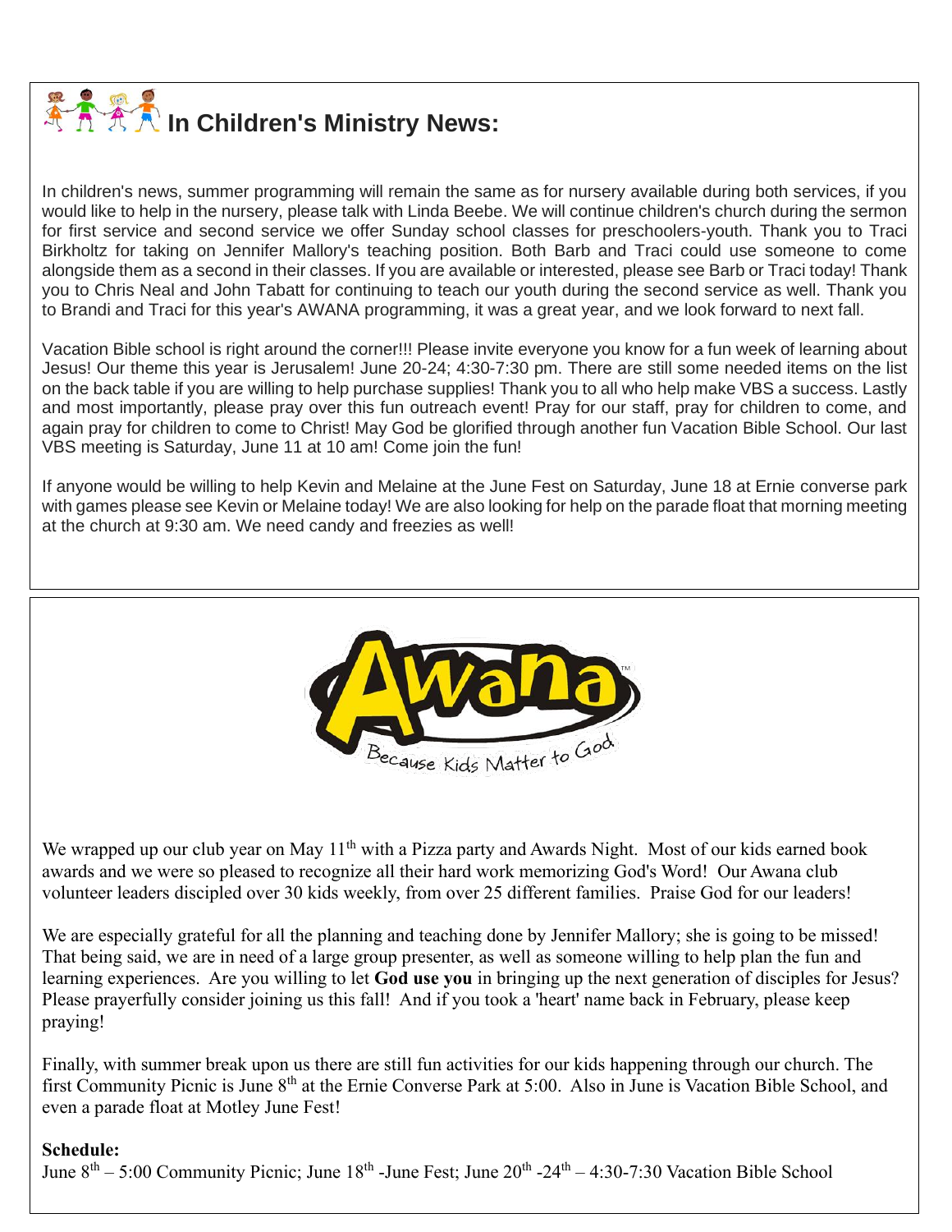## In Children's Ministry News:

In children's news, summer programming will remain the same as for nursery available during both services, if you would like to help in the nursery, please talk with Linda Beebe. We will continue children's church during the sermon for first service and second service we offer Sunday school classes for preschoolers-youth. Thank you to Traci Birkholtz for taking on Jennifer Mallory's teaching position. Both Barb and Traci could use someone to come alongside them as a second in their classes. If you are available or interested, please see Barb or Traci today! Thank you to Chris Neal and John Tabatt for continuing to teach our youth during the second service as well. Thank you to Brandi and Traci for this year's AWANA programming, it was a great year, and we look forward to next fall.

Vacation Bible school is right around the corner!!! Please invite everyone you know for a fun week of learning about Jesus! Our theme this year is Jerusalem! June 20-24; 4:30-7:30 pm. There are still some needed items on the list on the back table if you are willing to help purchase supplies! Thank you to all who help make VBS a success. Lastly and most importantly, please pray over this fun outreach event! Pray for our staff, pray for children to come, and again pray for children to come to Christ! May God be glorified through another fun Vacation Bible School. Our last VBS meeting is Saturday, June 11 at 10 am! Come join the fun!

If anyone would be willing to help Kevin and Melaine at the June Fest on Saturday, June 18 at Ernie converse park with games please see Kevin or Melaine today! We are also looking for help on the parade float that morning meeting at the church at 9:30 am. We need candy and freezies as well!

Awana™ — Because Kids Matter to God

We wrapped up our club year on May 11th with a Pizza party and Awards Night. Most of our kids earned book awards and we were so pleased to recognize all their hard work memorizing God's Word! Our Awana club volunteer leaders discipled over 30 kids weekly, from over 25 different families. Praise God for our leaders!

We are especially grateful for all the planning and teaching done by Jennifer Mallory; she is going to be missed! That being said, we are in need of a large group presenter, as well as someone willing to help plan the fun and learning experiences. Are you willing to let **God use you** in bringing up the next generation of disciples for Jesus? Please prayerfully consider joining us this fall! And if you took a 'heart' name back in February, please keep praying!

Finally, with summer break upon us there are still fun activities for our kids happening through our church. The first Community Picnic is June 8th at the Ernie Converse Park at 5:00. Also in June is Vacation Bible School, and even a parade float at Motley June Fest!

**Schedule:**
June 8th – 5:00 Community Picnic; June 18th -June Fest; June 20th -24th – 4:30-7:30 Vacation Bible School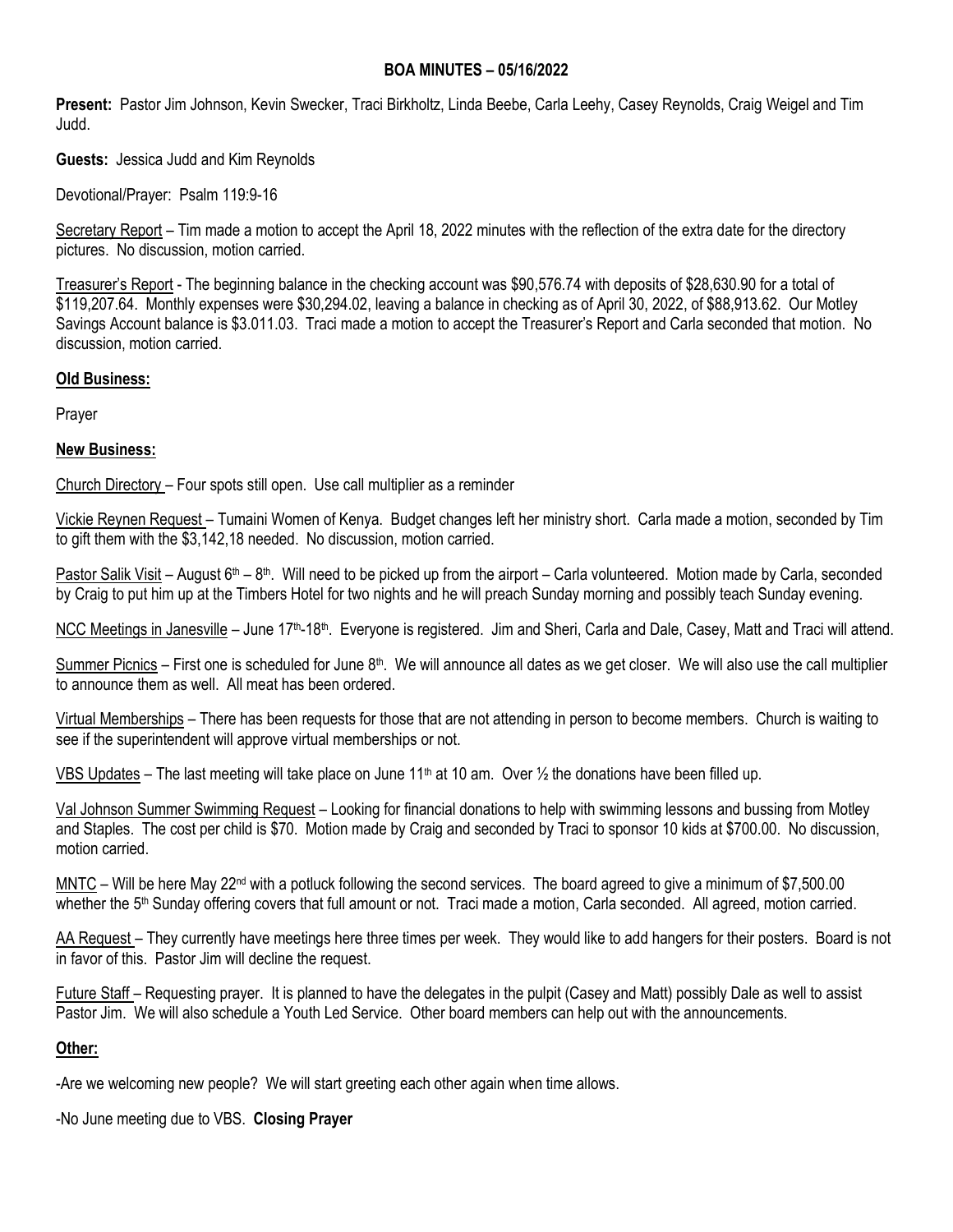**BOA MINUTES – 05/16/2022**

**Present:** Pastor Jim Johnson, Kevin Swecker, Traci Birkholtz, Linda Beebe, Carla Leehy, Casey Reynolds, Craig Weigel and Tim Judd.

**Guests:** Jessica Judd and Kim Reynolds

Devotional/Prayer: Psalm 119:9-16

Secretary Report – Tim made a motion to accept the April 18, 2022 minutes with the reflection of the extra date for the directory pictures. No discussion, motion carried.

Treasurer's Report - The beginning balance in the checking account was $90,576.74 with deposits of $28,630.90 for a total of $119,207.64. Monthly expenses were $30,294.02, leaving a balance in checking as of April 30, 2022, of $88,913.62. Our Motley Savings Account balance is $3.011.03. Traci made a motion to accept the Treasurer's Report and Carla seconded that motion. No discussion, motion carried.

**Old Business:**

Prayer

**New Business:**

Church Directory – Four spots still open. Use call multiplier as a reminder

Vickie Reynen Request – Tumaini Women of Kenya. Budget changes left her ministry short. Carla made a motion, seconded by Tim to gift them with the $3,142,18 needed. No discussion, motion carried.

Pastor Salik Visit – August 6th – 8th. Will need to be picked up from the airport – Carla volunteered. Motion made by Carla, seconded by Craig to put him up at the Timbers Hotel for two nights and he will preach Sunday morning and possibly teach Sunday evening.

NCC Meetings in Janesville – June 17th-18th. Everyone is registered. Jim and Sheri, Carla and Dale, Casey, Matt and Traci will attend.

Summer Picnics – First one is scheduled for June 8th. We will announce all dates as we get closer. We will also use the call multiplier to announce them as well. All meat has been ordered.

Virtual Memberships – There has been requests for those that are not attending in person to become members. Church is waiting to see if the superintendent will approve virtual memberships or not.

VBS Updates – The last meeting will take place on June 11th at 10 am. Over ½ the donations have been filled up.

Val Johnson Summer Swimming Request – Looking for financial donations to help with swimming lessons and bussing from Motley and Staples. The cost per child is $70. Motion made by Craig and seconded by Traci to sponsor 10 kids at $700.00. No discussion, motion carried.

MNTC – Will be here May 22nd with a potluck following the second services. The board agreed to give a minimum of $7,500.00 whether the 5th Sunday offering covers that full amount or not. Traci made a motion, Carla seconded. All agreed, motion carried.

AA Request – They currently have meetings here three times per week. They would like to add hangers for their posters. Board is not in favor of this. Pastor Jim will decline the request.

Future Staff – Requesting prayer. It is planned to have the delegates in the pulpit (Casey and Matt) possibly Dale as well to assist Pastor Jim. We will also schedule a Youth Led Service. Other board members can help out with the announcements.

**Other:**

-Are we welcoming new people? We will start greeting each other again when time allows.

-No June meeting due to VBS. **Closing Prayer**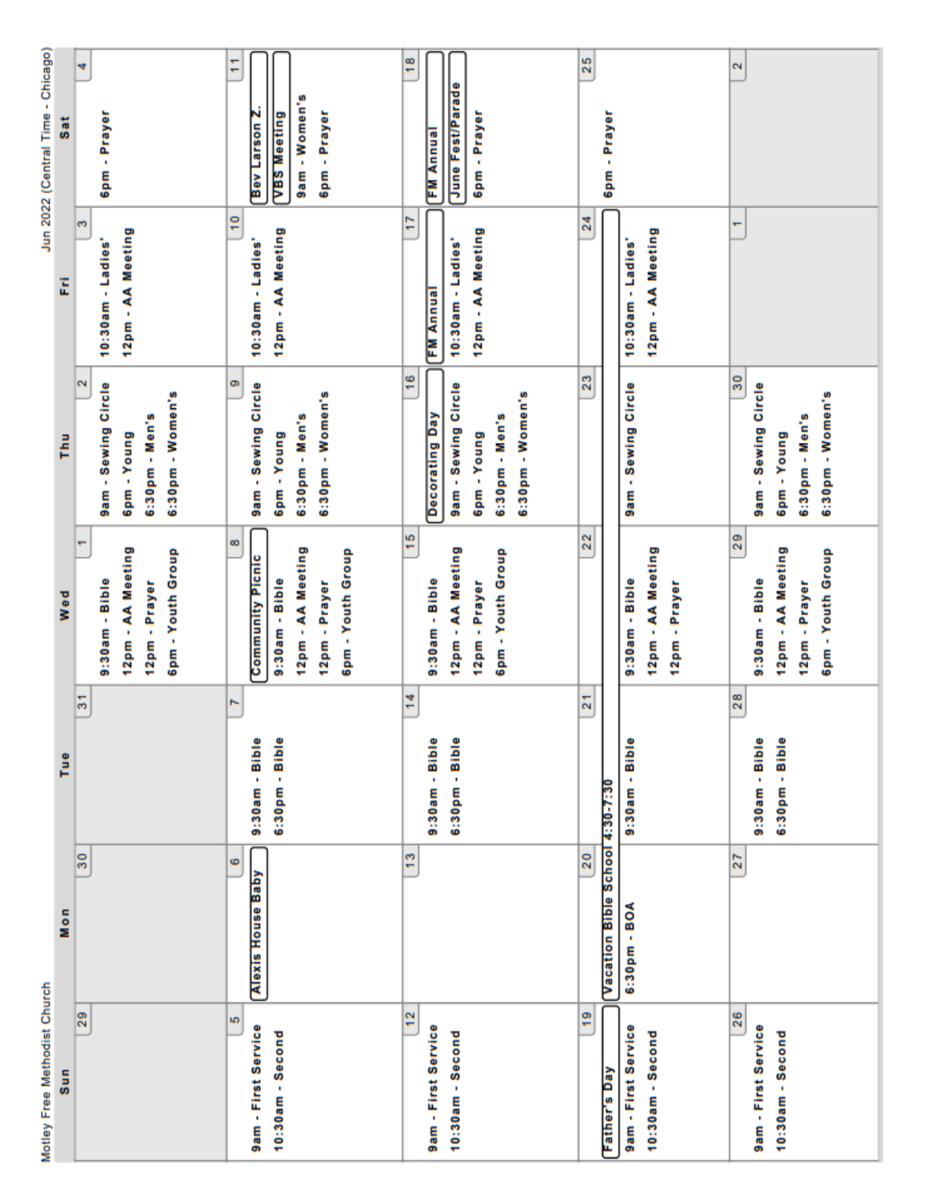Motley Free Methodist Church

Jun 2022 (Central Time - Chicago)

| Sun | Mon | Tue | Wed | Thu | Fri | Sat |
| --- | --- | --- | --- | --- | --- | --- |
| 29 | 30 | 31 | 1<br>9:30am - Bible<br>12pm - AA Meeting<br>12pm - Prayer<br>6pm - Youth Group | 2<br>9am - Sewing Circle<br>6pm - Young<br>6:30pm - Men's<br>6:30pm - Women's | 3<br>10:30am - Ladies'<br>12pm - AA Meeting | 4<br>6pm - Prayer |
| 5<br>9am - First Service<br>10:30am - Second | 6<br>Alexis House Baby | 7<br>9:30am - Bible<br>6:30pm - Bible | 8<br>Community Picnic<br>9:30am - Bible<br>12pm - AA Meeting<br>12pm - Prayer<br>6pm - Youth Group | 9<br>9am - Sewing Circle<br>6pm - Young<br>6:30pm - Men's<br>6:30pm - Women's | 10<br>10:30am - Ladies'<br>12pm - AA Meeting | 11<br>Bev Larson Z.<br>VBS Meeting<br>9am - Women's<br>6pm - Prayer |
| 12<br>9am - First Service<br>10:30am - Second | 13 | 14<br>9:30am - Bible<br>6:30pm - Bible | 15<br>9:30am - Bible<br>12pm - AA Meeting<br>12pm - Prayer<br>6pm - Youth Group | 16<br>Decorating Day<br>9am - Sewing Circle<br>6pm - Young<br>6:30pm - Men's<br>6:30pm - Women's | 17<br>FM Annual<br>10:30am - Ladies'<br>12pm - AA Meeting | 18<br>FM Annual<br>June Fest/Parade<br>6pm - Prayer |
| 19<br>Father's Day<br>9am - First Service<br>10:30am - Second | 20<br>Vacation Bible School 4:30-7:30<br>6:30pm - BOA | 21<br>9:30am - Bible | 22<br>9:30am - Bible<br>12pm - AA Meeting<br>12pm - Prayer | 23<br>9am - Sewing Circle | 24<br>10:30am - Ladies'<br>12pm - AA Meeting | 25<br>6pm - Prayer |
| 26<br>9am - First Service<br>10:30am - Second | 27 | 28<br>9:30am - Bible<br>6:30pm - Bible | 29<br>9:30am - Bible<br>12pm - AA Meeting<br>12pm - Prayer<br>6pm - Youth Group | 30<br>9am - Sewing Circle<br>6pm - Young<br>6:30pm - Men's<br>6:30pm - Women's | 1 | 2 |